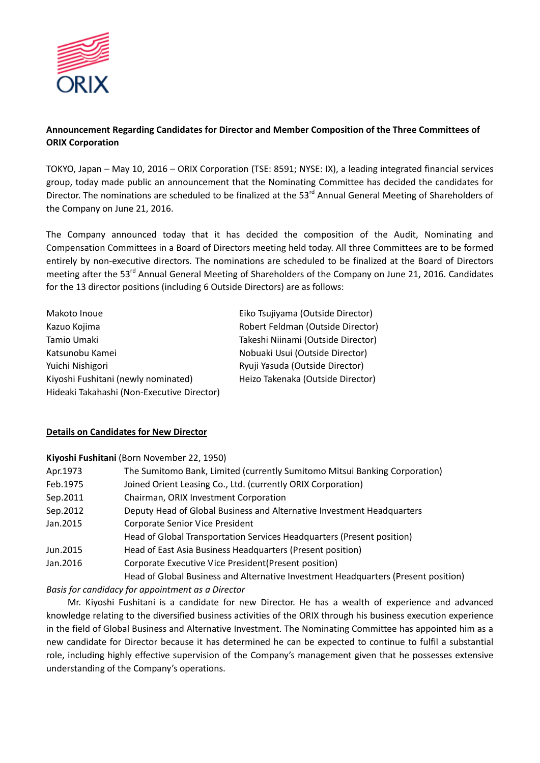**Announcement Regarding Candidates for Director and Member Composition of the Three Committees of ORIX Corporation**

TOKYO, Japan – May 10, 2016 – ORIX Corporation (TSE: 8591; NYSE: IX), a leading integrated financial services group, today made public an announcement that the Nominating Committee has decided the candidates for Director. The nominations are scheduled to be finalized at the 53rd Annual General Meeting of Shareholders of the Company on June 21, 2016.

The Company announced today that it has decided the composition of the Audit, Nominating and Compensation Committees in a Board of Directors meeting held today. All three Committees are to be formed entirely by non-executive directors. The nominations are scheduled to be finalized at the Board of Directors meeting after the 53rd Annual General Meeting of Shareholders of the Company on June 21, 2016. Candidates for the 13 director positions (including 6 Outside Directors) are as follows:

- Makoto Inoue
- Kazuo Kojima
- Tamio Umaki
- Katsunobu Kamei
- Yuichi Nishigori
- Kiyoshi Fushitani (newly nominated)
- Hideaki Takahashi (Non-Executive Director)
- Eiko Tsujiyama (Outside Director)
- Robert Feldman (Outside Director)
- Takeshi Niinami (Outside Director)
- Nobuaki Usui (Outside Director)
- Ryuji Yasuda (Outside Director)
- Heizo Takenaka (Outside Director)

**Details on Candidates for New Director**

**Kiyoshi Fushitani** (Born November 22, 1950)

| | |
|---|---|
| Apr.1973 | The Sumitomo Bank, Limited (currently Sumitomo Mitsui Banking Corporation) |
| Feb.1975 | Joined Orient Leasing Co., Ltd. (currently ORIX Corporation) |
| Sep.2011 | Chairman, ORIX Investment Corporation |
| Sep.2012 | Deputy Head of Global Business and Alternative Investment Headquarters |
| Jan.2015 | Corporate Senior Vice President |
| | Head of Global Transportation Services Headquarters (Present position) |
| Jun.2015 | Head of East Asia Business Headquarters (Present position) |
| Jan.2016 | Corporate Executive Vice President(Present position) |
| | Head of Global Business and Alternative Investment Headquarters (Present position) |

*Basis for candidacy for appointment as a Director*

Mr. Kiyoshi Fushitani is a candidate for new Director. He has a wealth of experience and advanced knowledge relating to the diversified business activities of the ORIX through his business execution experience in the field of Global Business and Alternative Investment. The Nominating Committee has appointed him as a new candidate for Director because it has determined he can be expected to continue to fulfil a substantial role, including highly effective supervision of the Company's management given that he possesses extensive understanding of the Company's operations.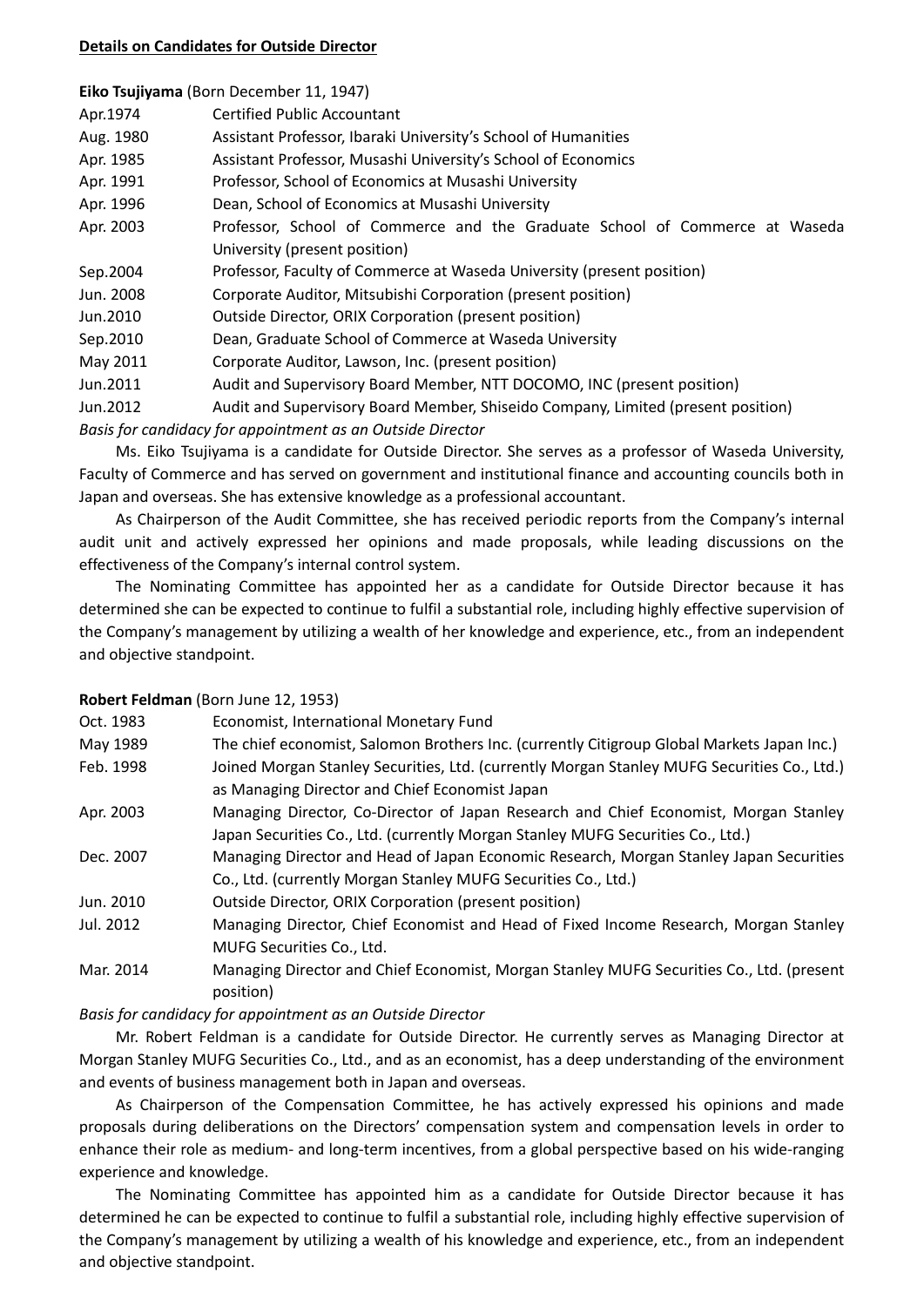**Details on Candidates for Outside Director**

**Eiko Tsujiyama** (Born December 11, 1947)

| | |
|---|---|
| Apr.1974 | Certified Public Accountant |
| Aug. 1980 | Assistant Professor, Ibaraki University's School of Humanities |
| Apr. 1985 | Assistant Professor, Musashi University's School of Economics |
| Apr. 1991 | Professor, School of Economics at Musashi University |
| Apr. 1996 | Dean, School of Economics at Musashi University |
| Apr. 2003 | Professor, School of Commerce and the Graduate School of Commerce at Waseda University (present position) |
| Sep.2004 | Professor, Faculty of Commerce at Waseda University (present position) |
| Jun. 2008 | Corporate Auditor, Mitsubishi Corporation (present position) |
| Jun.2010 | Outside Director, ORIX Corporation (present position) |
| Sep.2010 | Dean, Graduate School of Commerce at Waseda University |
| May 2011 | Corporate Auditor, Lawson, Inc. (present position) |
| Jun.2011 | Audit and Supervisory Board Member, NTT DOCOMO, INC (present position) |
| Jun.2012 | Audit and Supervisory Board Member, Shiseido Company, Limited (present position) |

*Basis for candidacy for appointment as an Outside Director*

Ms. Eiko Tsujiyama is a candidate for Outside Director. She serves as a professor of Waseda University, Faculty of Commerce and has served on government and institutional finance and accounting councils both in Japan and overseas. She has extensive knowledge as a professional accountant.

As Chairperson of the Audit Committee, she has received periodic reports from the Company's internal audit unit and actively expressed her opinions and made proposals, while leading discussions on the effectiveness of the Company's internal control system.

The Nominating Committee has appointed her as a candidate for Outside Director because it has determined she can be expected to continue to fulfil a substantial role, including highly effective supervision of the Company's management by utilizing a wealth of her knowledge and experience, etc., from an independent and objective standpoint.

**Robert Feldman** (Born June 12, 1953)

| | |
|---|---|
| Oct. 1983 | Economist, International Monetary Fund |
| May 1989 | The chief economist, Salomon Brothers Inc. (currently Citigroup Global Markets Japan Inc.) |
| Feb. 1998 | Joined Morgan Stanley Securities, Ltd. (currently Morgan Stanley MUFG Securities Co., Ltd.) as Managing Director and Chief Economist Japan |
| Apr. 2003 | Managing Director, Co-Director of Japan Research and Chief Economist, Morgan Stanley Japan Securities Co., Ltd. (currently Morgan Stanley MUFG Securities Co., Ltd.) |
| Dec. 2007 | Managing Director and Head of Japan Economic Research, Morgan Stanley Japan Securities Co., Ltd. (currently Morgan Stanley MUFG Securities Co., Ltd.) |
| Jun. 2010 | Outside Director, ORIX Corporation (present position) |
| Jul. 2012 | Managing Director, Chief Economist and Head of Fixed Income Research, Morgan Stanley MUFG Securities Co., Ltd. |
| Mar. 2014 | Managing Director and Chief Economist, Morgan Stanley MUFG Securities Co., Ltd. (present position) |

*Basis for candidacy for appointment as an Outside Director*

Mr. Robert Feldman is a candidate for Outside Director. He currently serves as Managing Director at Morgan Stanley MUFG Securities Co., Ltd., and as an economist, has a deep understanding of the environment and events of business management both in Japan and overseas.

As Chairperson of the Compensation Committee, he has actively expressed his opinions and made proposals during deliberations on the Directors' compensation system and compensation levels in order to enhance their role as medium- and long-term incentives, from a global perspective based on his wide-ranging experience and knowledge.

The Nominating Committee has appointed him as a candidate for Outside Director because it has determined he can be expected to continue to fulfil a substantial role, including highly effective supervision of the Company's management by utilizing a wealth of his knowledge and experience, etc., from an independent and objective standpoint.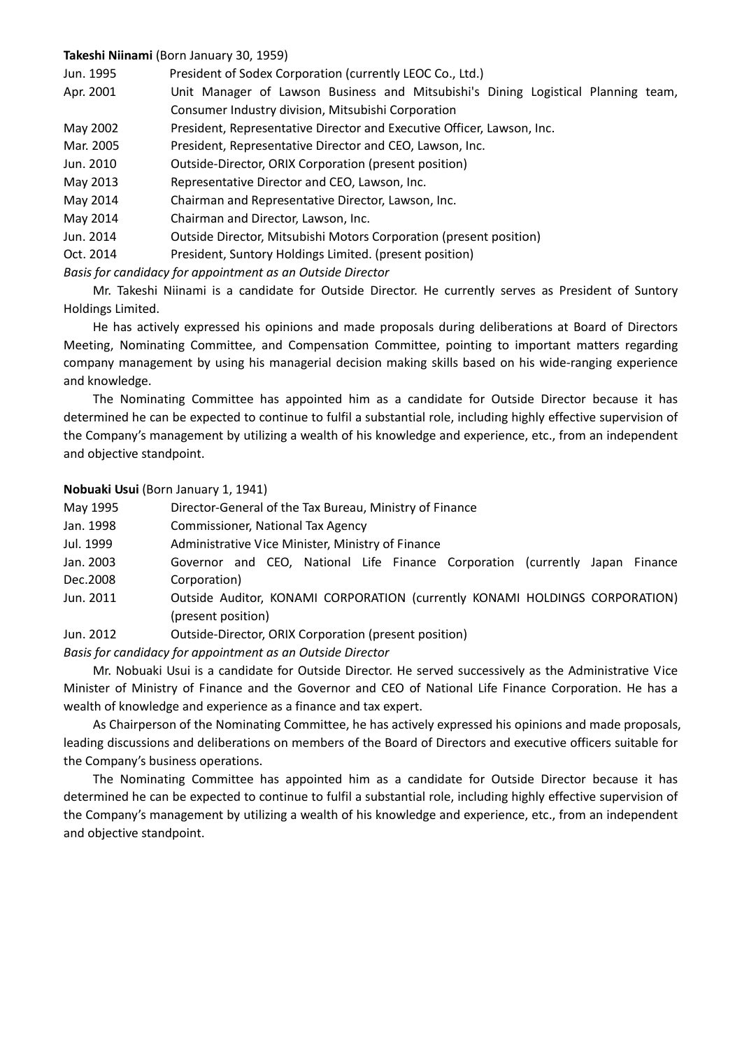**Takeshi Niinami** (Born January 30, 1959)

| | |
|---|---|
| Jun. 1995 | President of Sodex Corporation (currently LEOC Co., Ltd.) |
| Apr. 2001 | Unit Manager of Lawson Business and Mitsubishi's Dining Logistical Planning team, Consumer Industry division, Mitsubishi Corporation |
| May 2002 | President, Representative Director and Executive Officer, Lawson, Inc. |
| Mar. 2005 | President, Representative Director and CEO, Lawson, Inc. |
| Jun. 2010 | Outside-Director, ORIX Corporation (present position) |
| May 2013 | Representative Director and CEO, Lawson, Inc. |
| May 2014 | Chairman and Representative Director, Lawson, Inc. |
| May 2014 | Chairman and Director, Lawson, Inc. |
| Jun. 2014 | Outside Director, Mitsubishi Motors Corporation (present position) |
| Oct. 2014 | President, Suntory Holdings Limited. (present position) |

*Basis for candidacy for appointment as an Outside Director*

Mr. Takeshi Niinami is a candidate for Outside Director. He currently serves as President of Suntory Holdings Limited.

He has actively expressed his opinions and made proposals during deliberations at Board of Directors Meeting, Nominating Committee, and Compensation Committee, pointing to important matters regarding company management by using his managerial decision making skills based on his wide-ranging experience and knowledge.

The Nominating Committee has appointed him as a candidate for Outside Director because it has determined he can be expected to continue to fulfil a substantial role, including highly effective supervision of the Company's management by utilizing a wealth of his knowledge and experience, etc., from an independent and objective standpoint.

**Nobuaki Usui** (Born January 1, 1941)

| | |
|---|---|
| May 1995 | Director-General of the Tax Bureau, Ministry of Finance |
| Jan. 1998 | Commissioner, National Tax Agency |
| Jul. 1999 | Administrative Vice Minister, Ministry of Finance |
| Jan. 2003<br>Dec.2008 | Governor and CEO, National Life Finance Corporation (currently Japan Finance Corporation) |
| Jun. 2011 | Outside Auditor, KONAMI CORPORATION (currently KONAMI HOLDINGS CORPORATION) (present position) |
| Jun. 2012 | Outside-Director, ORIX Corporation (present position) |

*Basis for candidacy for appointment as an Outside Director*

Mr. Nobuaki Usui is a candidate for Outside Director. He served successively as the Administrative Vice Minister of Ministry of Finance and the Governor and CEO of National Life Finance Corporation. He has a wealth of knowledge and experience as a finance and tax expert.

As Chairperson of the Nominating Committee, he has actively expressed his opinions and made proposals, leading discussions and deliberations on members of the Board of Directors and executive officers suitable for the Company's business operations.

The Nominating Committee has appointed him as a candidate for Outside Director because it has determined he can be expected to continue to fulfil a substantial role, including highly effective supervision of the Company's management by utilizing a wealth of his knowledge and experience, etc., from an independent and objective standpoint.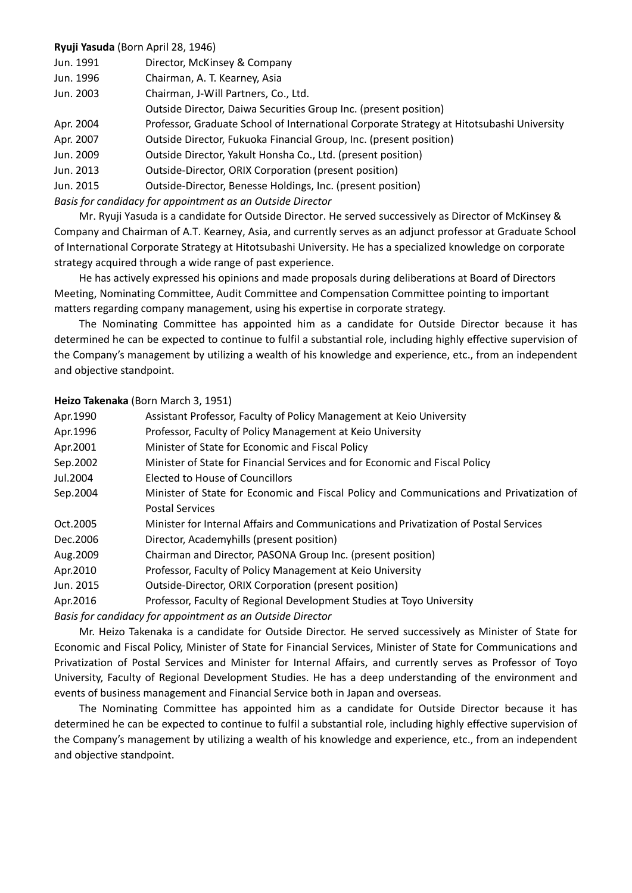**Ryuji Yasuda** (Born April 28, 1946)

| | |
|---|---|
| Jun. 1991 | Director, McKinsey & Company |
| Jun. 1996 | Chairman, A. T. Kearney, Asia |
| Jun. 2003 | Chairman, J-Will Partners, Co., Ltd. |
| | Outside Director, Daiwa Securities Group Inc. (present position) |
| Apr. 2004 | Professor, Graduate School of International Corporate Strategy at Hitotsubashi University |
| Apr. 2007 | Outside Director, Fukuoka Financial Group, Inc. (present position) |
| Jun. 2009 | Outside Director, Yakult Honsha Co., Ltd. (present position) |
| Jun. 2013 | Outside-Director, ORIX Corporation (present position) |
| Jun. 2015 | Outside-Director, Benesse Holdings, Inc. (present position) |

*Basis for candidacy for appointment as an Outside Director*

Mr. Ryuji Yasuda is a candidate for Outside Director. He served successively as Director of McKinsey & Company and Chairman of A.T. Kearney, Asia, and currently serves as an adjunct professor at Graduate School of International Corporate Strategy at Hitotsubashi University. He has a specialized knowledge on corporate strategy acquired through a wide range of past experience.

He has actively expressed his opinions and made proposals during deliberations at Board of Directors Meeting, Nominating Committee, Audit Committee and Compensation Committee pointing to important matters regarding company management, using his expertise in corporate strategy.

The Nominating Committee has appointed him as a candidate for Outside Director because it has determined he can be expected to continue to fulfil a substantial role, including highly effective supervision of the Company's management by utilizing a wealth of his knowledge and experience, etc., from an independent and objective standpoint.

**Heizo Takenaka** (Born March 3, 1951)

| | |
|---|---|
| Apr.1990 | Assistant Professor, Faculty of Policy Management at Keio University |
| Apr.1996 | Professor, Faculty of Policy Management at Keio University |
| Apr.2001 | Minister of State for Economic and Fiscal Policy |
| Sep.2002 | Minister of State for Financial Services and for Economic and Fiscal Policy |
| Jul.2004 | Elected to House of Councillors |
| Sep.2004 | Minister of State for Economic and Fiscal Policy and Communications and Privatization of Postal Services |
| Oct.2005 | Minister for Internal Affairs and Communications and Privatization of Postal Services |
| Dec.2006 | Director, Academyhills (present position) |
| Aug.2009 | Chairman and Director, PASONA Group Inc. (present position) |
| Apr.2010 | Professor, Faculty of Policy Management at Keio University |
| Jun. 2015 | Outside-Director, ORIX Corporation (present position) |
| Apr.2016 | Professor, Faculty of Regional Development Studies at Toyo University |

*Basis for candidacy for appointment as an Outside Director*

Mr. Heizo Takenaka is a candidate for Outside Director. He served successively as Minister of State for Economic and Fiscal Policy, Minister of State for Financial Services, Minister of State for Communications and Privatization of Postal Services and Minister for Internal Affairs, and currently serves as Professor of Toyo University, Faculty of Regional Development Studies. He has a deep understanding of the environment and events of business management and Financial Service both in Japan and overseas.

The Nominating Committee has appointed him as a candidate for Outside Director because it has determined he can be expected to continue to fulfil a substantial role, including highly effective supervision of the Company's management by utilizing a wealth of his knowledge and experience, etc., from an independent and objective standpoint.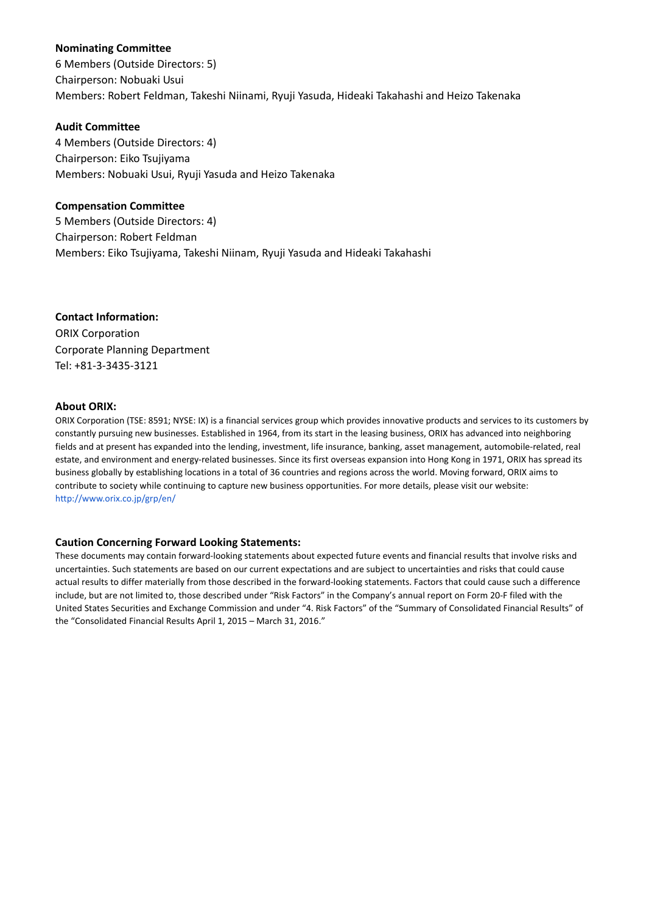**Nominating Committee**
6 Members (Outside Directors: 5)
Chairperson: Nobuaki Usui
Members: Robert Feldman, Takeshi Niinami, Ryuji Yasuda, Hideaki Takahashi and Heizo Takenaka

**Audit Committee**
4 Members (Outside Directors: 4)
Chairperson: Eiko Tsujiyama
Members: Nobuaki Usui, Ryuji Yasuda and Heizo Takenaka

**Compensation Committee**
5 Members (Outside Directors: 4)
Chairperson: Robert Feldman
Members: Eiko Tsujiyama, Takeshi Niinam, Ryuji Yasuda and Hideaki Takahashi

**Contact Information:**
ORIX Corporation
Corporate Planning Department
Tel: +81-3-3435-3121

**About ORIX:**

ORIX Corporation (TSE: 8591; NYSE: IX) is a financial services group which provides innovative products and services to its customers by constantly pursuing new businesses. Established in 1964, from its start in the leasing business, ORIX has advanced into neighboring fields and at present has expanded into the lending, investment, life insurance, banking, asset management, automobile-related, real estate, and environment and energy-related businesses. Since its first overseas expansion into Hong Kong in 1971, ORIX has spread its business globally by establishing locations in a total of 36 countries and regions across the world. Moving forward, ORIX aims to contribute to society while continuing to capture new business opportunities. For more details, please visit our website: http://www.orix.co.jp/grp/en/

**Caution Concerning Forward Looking Statements:**

These documents may contain forward-looking statements about expected future events and financial results that involve risks and uncertainties. Such statements are based on our current expectations and are subject to uncertainties and risks that could cause actual results to differ materially from those described in the forward-looking statements. Factors that could cause such a difference include, but are not limited to, those described under "Risk Factors" in the Company's annual report on Form 20-F filed with the United States Securities and Exchange Commission and under "4. Risk Factors" of the "Summary of Consolidated Financial Results" of the "Consolidated Financial Results April 1, 2015 – March 31, 2016."